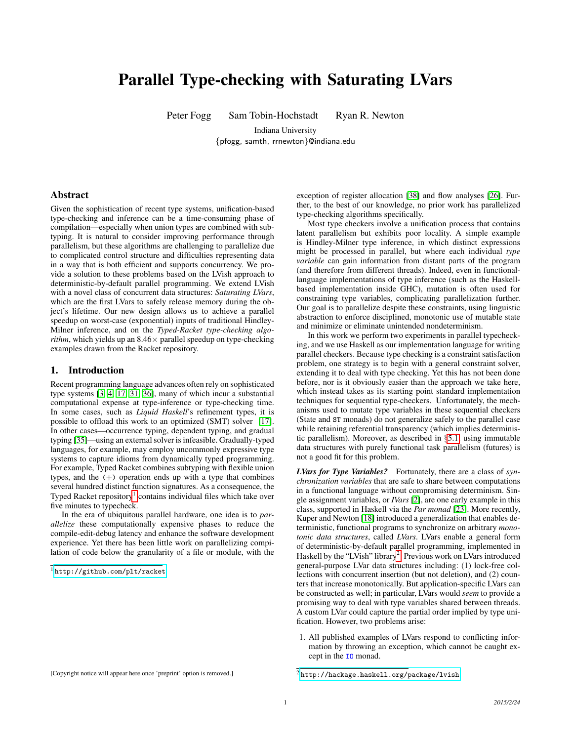# Parallel Type-checking with Saturating LVars

Peter Fogg  Sam Tobin-Hochstadt  Ryan R. Newton

Indiana University

{pfogg, samth, rrnewton}@indiana.edu

## Abstract

Given the sophistication of recent type systems, unification-based type-checking and inference can be a time-consuming phase of compilation—especially when union types are combined with subtyping. It is natural to consider improving performance through parallelism, but these algorithms are challenging to parallelize due to complicated control structure and difficulties representing data in a way that is both efficient and supports concurrency. We provide a solution to these problems based on the LVish approach to deterministic-by-default parallel programming. We extend LVish with a novel class of concurrent data structures: *Saturating LVars*, which are the first LVars to safely release memory during the object's lifetime. Our new design allows us to achieve a parallel speedup on worst-case (exponential) inputs of traditional Hindley-Milner inference, and on the *Typed-Racket type-checking algorithm*, which yields up an 8.46× parallel speedup on type-checking examples drawn from the Racket repository.

## 1. Introduction

Recent programming language advances often rely on sophisticated type systems [3, 4, 17, 31, 36], many of which incur a substantial computational expense at type-inference or type-checking time. In some cases, such as *Liquid Haskell*'s refinement types, it is possible to offload this work to an optimized (SMT) solver [17]. In other cases—occurrence typing, dependent typing, and gradual typing [35]—using an external solver is infeasible. Gradually-typed languages, for example, may employ uncommonly expressive type systems to capture idioms from dynamically typed programming. For example, Typed Racket combines subtyping with flexible union types, and the (+) operation ends up with a type that combines several hundred distinct function signatures. As a consequence, the Typed Racket repository[1] contains individual files which take over five minutes to typecheck.

In the era of ubiquitous parallel hardware, one idea is to *parallelize* these computationally expensive phases to reduce the compile-edit-debug latency and enhance the software development experience. Yet there has been little work on parallelizing compilation of code below the granularity of a file or module, with the exception of register allocation [38] and flow analyses [26]. Further, to the best of our knowledge, no prior work has parallelized type-checking algorithms specifically.

Most type checkers involve a unification process that contains latent parallelism but exhibits poor locality. A simple example is Hindley-Milner type inference, in which distinct expressions might be processed in parallel, but where each individual *type variable* can gain information from distant parts of the program (and therefore from different threads). Indeed, even in functional-language implementations of type inference (such as the Haskell-based implementation inside GHC), mutation is often used for constraining type variables, complicating parallelization further. Our goal is to parallelize despite these constraints, using linguistic abstraction to enforce disciplined, monotonic use of mutable state and minimize or eliminate unintended nondeterminism.

In this work we perform two experiments in parallel typechecking, and we use Haskell as our implementation language for writing parallel checkers. Because type checking is a constraint satisfaction problem, one strategy is to begin with a general constraint solver, extending it to deal with type checking. Yet this has not been done before, nor is it obviously easier than the approach we take here, which instead takes as its starting point standard implementation techniques for sequential type-checkers. Unfortunately, the mechanisms used to mutate type variables in these sequential checkers (State and ST monads) do not generalize safely to the parallel case while retaining referential transparency (which implies deterministic parallelism). Moreover, as described in §5.1, using immutable data structures with purely functional task parallelism (futures) is not a good fit for this problem.

***LVars for Type Variables?*** Fortunately, there are a class of *synchronization variables* that are safe to share between computations in a functional language without compromising determinism. Single assignment variables, or *IVars* [2], are one early example in this class, supported in Haskell via the *Par monad* [23]. More recently, Kuper and Newton [18] introduced a generalization that enables deterministic, functional programs to synchronize on arbitrary *monotonic data structures*, called *LVars*. LVars enable a general form of deterministic-by-default parallel programming, implemented in Haskell by the "LVish" library[2]. Previous work on LVars introduced general-purpose LVar data structures including: (1) lock-free collections with concurrent insertion (but not deletion), and (2) counters that increase monotonically. But application-specific LVars can be constructed as well; in particular, LVars would *seem* to provide a promising way to deal with type variables shared between threads. A custom LVar could capture the partial order implied by type unification. However, two problems arise:

1. All published examples of LVars respond to conflicting information by throwing an exception, which cannot be caught except in the IO monad.

[1] http://github.com/plt/racket

[2] http://hackage.haskell.org/package/lvish

[Copyright notice will appear here once 'preprint' option is removed.]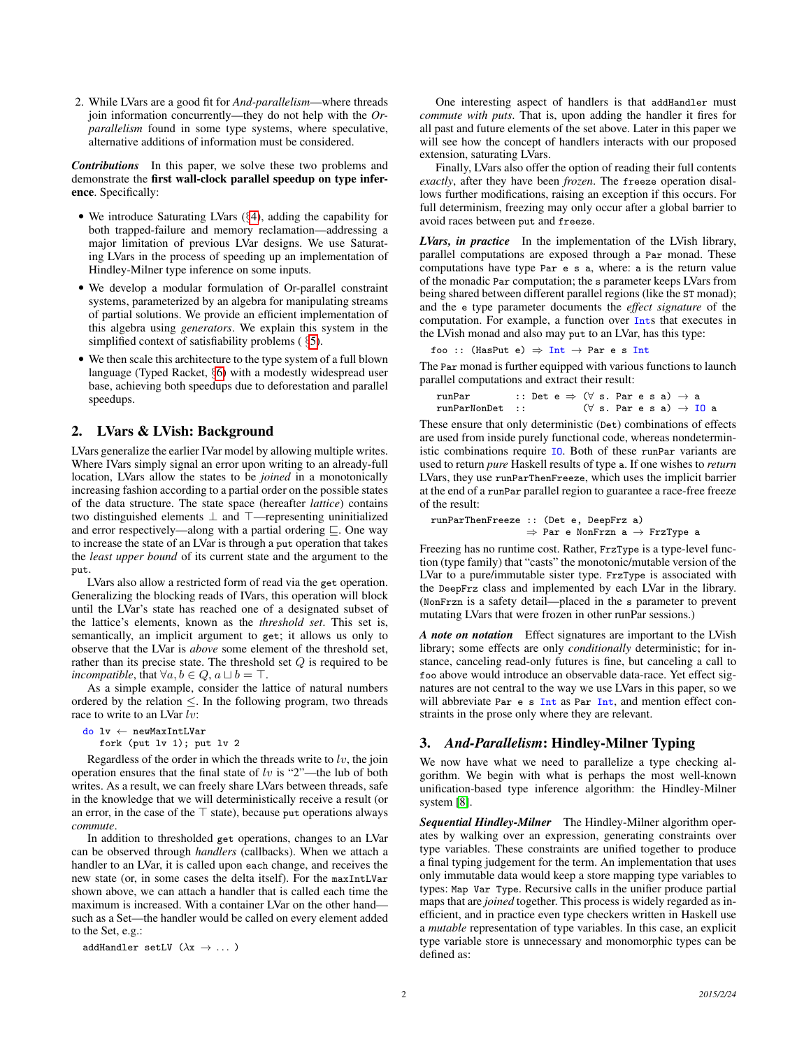2. While LVars are a good fit for *And-parallelism*—where threads join information concurrently—they do not help with the *Or-parallelism* found in some type systems, where speculative, alternative additions of information must be considered.

***Contributions*** In this paper, we solve these two problems and demonstrate the **first wall-clock parallel speedup on type inference**. Specifically:

- We introduce Saturating LVars (§4), adding the capability for both trapped-failure and memory reclamation—addressing a major limitation of previous LVar designs. We use Saturating LVars in the process of speeding up an implementation of Hindley-Milner type inference on some inputs.
- We develop a modular formulation of Or-parallel constraint systems, parameterized by an algebra for manipulating streams of partial solutions. We provide an efficient implementation of this algebra using *generators*. We explain this system in the simplified context of satisfiability problems ( §5).
- We then scale this architecture to the type system of a full blown language (Typed Racket, §6) with a modestly widespread user base, achieving both speedups due to deforestation and parallel speedups.

## 2. LVars & LVish: Background

LVars generalize the earlier IVar model by allowing multiple writes. Where IVars simply signal an error upon writing to an already-full location, LVars allow the states to be *joined* in a monotonically increasing fashion according to a partial order on the possible states of the data structure. The state space (hereafter *lattice*) contains two distinguished elements $\bot$ and $\top$—representing uninitialized and error respectively—along with a partial ordering $\sqsubseteq$. One way to increase the state of an LVar is through a `put` operation that takes the *least upper bound* of its current state and the argument to the `put`.

LVars also allow a restricted form of read via the `get` operation. Generalizing the blocking reads of IVars, this operation will block until the LVar's state has reached one of a designated subset of the lattice's elements, known as the *threshold set*. This set is, semantically, an implicit argument to `get`; it allows us only to observe that the LVar is *above* some element of the threshold set, rather than its precise state. The threshold set $Q$ is required to be *incompatible*, that $\forall a, b \in Q, a \sqcup b = \top$.

As a simple example, consider the lattice of natural numbers ordered by the relation $\leq$. In the following program, two threads race to write to an LVar $lv$:

```
do lv ← newMaxIntLVar
   fork (put lv 1); put lv 2
```

Regardless of the order in which the threads write to $lv$, the join operation ensures that the final state of $lv$ is "2"—the lub of both writes. As a result, we can freely share LVars between threads, safe in the knowledge that we will deterministically receive a result (or an error, in the case of the $\top$ state), because `put` operations always *commute*.

In addition to thresholded `get` operations, changes to an LVar can be observed through *handlers* (callbacks). When we attach a handler to an LVar, it is called upon `each` change, and receives the new state (or, in some cases the delta itself). For the `maxIntLVar` shown above, we can attach a handler that is called each time the maximum is increased. With a container LVar on the other hand—such as a Set—the handler would be called on every element added to the Set, e.g.:

```
addHandler setLV (λx → ... )
```

One interesting aspect of handlers is that `addHandler` must *commute with puts*. That is, upon adding the handler it fires for all past and future elements of the set above. Later in this paper we will see how the concept of handlers interacts with our proposed extension, saturating LVars.

Finally, LVars also offer the option of reading their full contents *exactly*, after they have been *frozen*. The `freeze` operation disallows further modifications, raising an exception if this occurs. For full determinism, freezing may only occur after a global barrier to avoid races between `put` and `freeze`.

***LVars, in practice*** In the implementation of the LVish library, parallel computations are exposed through a `Par` monad. These computations have type `Par e s a`, where: `a` is the return value of the monadic `Par` computation; the `s` parameter keeps LVars from being shared between different parallel regions (like the `ST` monad); and the `e` type parameter documents the *effect signature* of the computation. For example, a function over `Int`s that executes in the LVish monad and also may `put` to an LVar, has this type:

```
foo :: (HasPut e) ⇒ Int → Par e s Int
```

The `Par` monad is further equipped with various functions to launch parallel computations and extract their result:

```
runPar       :: Det e ⇒ (∀ s. Par e s a) → a
runParNonDet ::          (∀ s. Par e s a) → IO a
```

These ensure that only deterministic (`Det`) combinations of effects are used from inside purely functional code, whereas nondeterministic combinations require `IO`. Both of these `runPar` variants are used to return *pure* Haskell results of type `a`. If one wishes to *return* LVars, they use `runParThenFreeze`, which uses the implicit barrier at the end of a `runPar` parallel region to guarantee a race-free freeze of the result:

```
runParThenFreeze :: (Det e, DeepFrz a)
                 ⇒ Par e NonFrzn a → FrzType a
```

Freezing has no runtime cost. Rather, `FrzType` is a type-level function (type family) that "casts" the monotonic/mutable version of the LVar to a pure/immutable sister type. `FrzType` is associated with the `DeepFrz` class and implemented by each LVar in the library. (`NonFrzn` is a safety detail—placed in the `s` parameter to prevent mutating LVars that were frozen in other runPar sessions.)

***A note on notation*** Effect signatures are important to the LVish library; some effects are only *conditionally* deterministic; for instance, canceling read-only futures is fine, but canceling a call to `foo` above would introduce an observable data-race. Yet effect signatures are not central to the way we use LVars in this paper, so we will abbreviate `Par e s Int` as `Par Int`, and mention effect constraints in the prose only where they are relevant.

## 3. *And-Parallelism*: Hindley-Milner Typing

We now have what we need to parallelize a type checking algorithm. We begin with what is perhaps the most well-known unification-based type inference algorithm: the Hindley-Milner system [8].

***Sequential Hindley-Milner*** The Hindley-Milner algorithm operates by walking over an expression, generating constraints over type variables. These constraints are unified together to produce a final typing judgement for the term. An implementation that uses only immutable data would keep a store mapping type variables to types: `Map Var Type`. Recursive calls in the unifier produce partial maps that are *joined* together. This process is widely regarded as inefficient, and in practice even type checkers written in Haskell use a *mutable* representation of type variables. In this case, an explicit type variable store is unnecessary and monomorphic types can be defined as: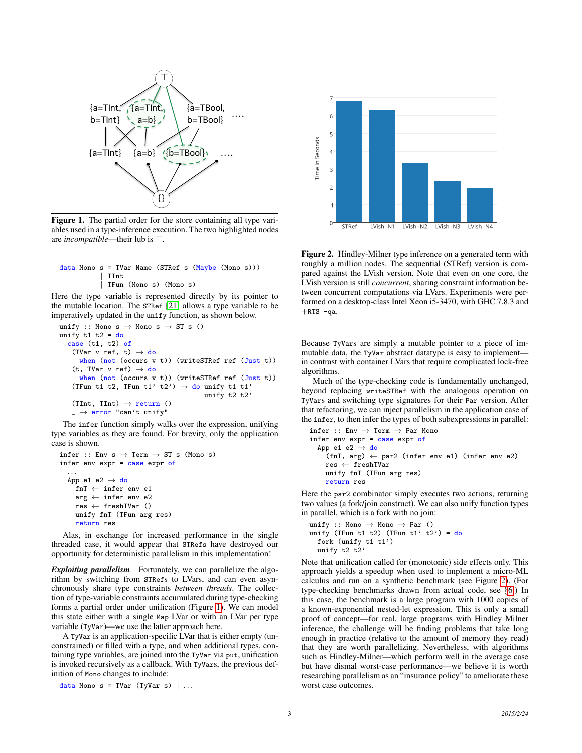**Figure 1.** The partial order for the store containing all type variables used in a type-inference execution. The two highlighted nodes are *incompatible*—their lub is ⊤.

```
data Mono s = TVar Name (STRef s (Maybe (Mono s)))
            | TInt
            | TFun (Mono s) (Mono s)
```

Here the type variable is represented directly by its pointer to the mutable location. The `STRef` [21] allows a type variable to be imperatively updated in the `unify` function, as shown below.

```
unify :: Mono s → Mono s → ST s ()
unify t1 t2 = do
  case (t1, t2) of
    (TVar v ref, t) → do
      when (not (occurs v t)) (writeSTRef ref (Just t))
    (t, TVar v ref) → do
      when (not (occurs v t)) (writeSTRef ref (Just t))
    (TFun t1 t2, TFun t1' t2') → do unify t1 t1'
                                    unify t2 t2'
    (TInt, TInt) → return ()
    _ → error "can't unify"
```

The `infer` function simply walks over the expression, unifying type variables as they are found. For brevity, only the application case is shown.

```
infer :: Env s → Term → ST s (Mono s)
infer env expr = case expr of
  ...
  App e1 e2 → do
    fnT ← infer env e1
    arg ← infer env e2
    res ← freshTVar ()
    unify fnT (TFun arg res)
    return res
```

Alas, in exchange for increased performance in the single threaded case, it would appear that `STRef`s have destroyed our opportunity for deterministic parallelism in this implementation!

***Exploiting parallelism*** Fortunately, we can parallelize the algorithm by switching from `STRef`s to LVars, and can even asynchronously share type constraints *between threads*. The collection of type-variable constraints accumulated during type-checking forms a partial order under unification (Figure 1). We can model this state either with a single `Map` LVar or with an LVar per type variable (`TyVar`)—we use the latter approach here.

A `TyVar` is an application-specific LVar that is either empty (unconstrained) or filled with a type, and when additional types, containing type variables, are joined into the `TyVar` via `put`, unification is invoked recursively as a callback. With `TyVar`s, the previous definition of `Mono` changes to include:

```
data Mono s = TVar (TyVar s) | ...
```

**Figure 2.** Hindley-Milner type inference on a generated term with roughly a million nodes. The sequential (STRef) version is compared against the LVish version. Note that even on one core, the LVish version is still *concurrent*, sharing constraint information between concurrent computations via LVars. Experiments were performed on a desktop-class Intel Xeon i5-3470, with GHC 7.8.3 and `+RTS -qa`.

Because `TyVar`s are simply a mutable pointer to a piece of immutable data, the `TyVar` abstract datatype is easy to implement—in contrast with container LVars that require complicated lock-free algorithms.

Much of the type-checking code is fundamentally unchanged, beyond replacing `writeSTRef` with the analogous operation on `TyVar`s and switching type signatures for their `Par` version. After that refactoring, we can inject parallelism in the application case of the `infer`, to then infer the types of both subexpressions in parallel:

```
infer :: Env → Term → Par Mono
infer env expr = case expr of
  App e1 e2 → do
    (fnT, arg) ← par2 (infer env e1) (infer env e2)
    res ← freshTVar
    unify fnT (TFun arg res)
    return res
```

Here the `par2` combinator simply executes two actions, returning two values (a fork/join construct). We can also unify function types in parallel, which is a fork with no join:

```
unify :: Mono → Mono → Par ()
unify (TFun t1 t2) (TFun t1' t2') = do
  fork (unify t1 t1')
  unify t2 t2'
```

Note that unification called for (monotonic) side effects only. This approach yields a speedup when used to implement a micro-ML calculus and run on a synthetic benchmark (see Figure 2). (For type-checking benchmarks drawn from actual code, see §6.) In this case, the benchmark is a large program with 1000 copies of a known-exponential nested-let expression. This is only a small proof of concept—for real, large programs with Hindley Milner inference, the challenge will be finding problems that take long enough in practice (relative to the amount of memory they read) that they are worth parallelizing. Nevertheless, with algorithms such as Hindley-Milner—which perform well in the average case but have dismal worst-case performance—we believe it is worth researching parallelism as an "insurance policy" to ameliorate these worst case outcomes.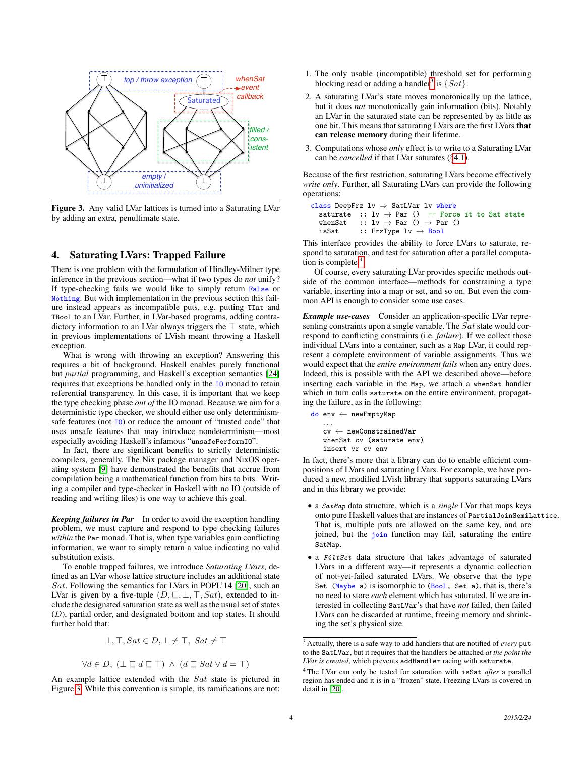Figure 3. Any valid LVar lattices is turned into a Saturating LVar by adding an extra, penultimate state.

## 4. Saturating LVars: Trapped Failure

There is one problem with the formulation of Hindley-Milner type inference in the previous section—what if two types do *not* unify? If type-checking fails we would like to simply return `False` or `Nothing`. But with implementation in the previous section this failure instead appears as incompatible puts, e.g. putting `TInt` and `TBool` to an LVar. Further, in LVar-based programs, adding contradictory information to an LVar always triggers the ⊤ state, which in previous implementations of LVish meant throwing a Haskell exception.

What is wrong with throwing an exception? Answering this requires a bit of background. Haskell enables purely functional but *partial* programming, and Haskell's exception semantics [24] requires that exceptions be handled only in the `IO` monad to retain referential transparency. In this case, it is important that we keep the type checking phase *out of* the IO monad. Because we aim for a deterministic type checker, we should either use only determinism-safe features (not `IO`) or reduce the amount of "trusted code" that uses unsafe features that may introduce nondeterminism—most especially avoiding Haskell's infamous "`unsafePerformIO`".

In fact, there are significant benefits to strictly deterministic compilers, generally. The Nix package manager and NixOS operating system [9] have demonstrated the benefits that accrue from compilation being a mathematical function from bits to bits. Writing a compiler and type-checker in Haskell with no IO (outside of reading and writing files) is one way to achieve this goal.

***Keeping failures in Par*** In order to avoid the exception handling problem, we must capture and respond to type checking failures *within* the `Par` monad. That is, when type variables gain conflicting information, we want to simply return a value indicating no valid substitution exists.

To enable trapped failures, we introduce *Saturating LVars*, defined as an LVar whose lattice structure includes an additional state $Sat$. Following the semantics for LVars in POPL'14 [20], such an LVar is given by a five-tuple $(D, \sqsubseteq, \bot, \top, Sat)$, extended to include the designated saturation state as well as the usual set of states $(D)$, partial order, and designated bottom and top states. It should further hold that:

$$\bot, \top, Sat \in D, \bot \neq \top, \ Sat \neq \top$$

$$\forall d \in D, \ (\bot \sqsubseteq d \sqsubseteq \top) \ \wedge \ (d \sqsubseteq Sat \vee d = \top)$$

An example lattice extended with the $Sat$ state is pictured in Figure 3. While this convention is simple, its ramifications are not:

1. The only usable (incompatible) threshold set for performing blocking read or adding a handler[3] is $\{Sat\}$.
2. A saturating LVar's state moves monotonically up the lattice, but it does *not* monotonically gain information (bits). Notably an LVar in the saturated state can be represented by as little as one bit. This means that saturating LVars are the first LVars **that can release memory** during their lifetime.
3. Computations whose *only* effect is to write to a Saturating LVar can be *cancelled* if that LVar saturates (§4.1).

Because of the first restriction, saturating LVars become effectively *write only*. Further, all Saturating LVars can provide the following operations:

```
class DeepFrz lv ⇒ SatLVar lv where
  saturate  :: lv → Par ()   -- Force it to Sat state
  whenSat   :: lv → Par () → Par ()
  isSat     :: FrzType lv → Bool
```

This interface provides the ability to force LVars to saturate, respond to saturation, and test for saturation after a parallel computation is complete.[4]

Of course, every saturating LVar provides specific methods outside of the common interface—methods for constraining a type variable, inserting into a map or set, and so on. But even the common API is enough to consider some use cases.

***Example use-cases*** Consider an application-specific LVar representing constraints upon a single variable. The $Sat$ state would correspond to conflicting constraints (i.e. *failure*). If we collect those individual LVars into a container, such as a `Map` LVar, it could represent a complete environment of variable assignments. Thus we would expect that the *entire environment fails* when any entry does. Indeed, this is possible with the API we described above—before inserting each variable in the `Map`, we attach a `whenSat` handler which in turn calls `saturate` on the entire environment, propagating the failure, as in the following:

```
do env ← newEmptyMap
   ...
   cv ← newConstrainedVar
   whenSat cv (saturate env)
   insert vr cv env
```

In fact, there's more that a library can do to enable efficient compositions of LVars and saturating LVars. For example, we have produced a new, modified LVish library that supports saturating LVars and in this library we provide:

- a *SatMap* data structure, which is a *single* LVar that maps keys onto pure Haskell values that are instances of `PartialJoinSemiLattice`. That is, multiple puts are allowed on the same key, and are joined, but the `join` function may fail, saturating the entire `SatMap`.
- a *FiltSet* data structure that takes advantage of saturated LVars in a different way—it represents a dynamic collection of not-yet-failed saturated LVars. We observe that the type `Set (Maybe a)` is isomorphic to `(Bool, Set a)`, that is, there's no need to store *each* element which has saturated. If we are interested in collecting `SatLVar`'s that have *not* failed, then failed LVars can be discarded at runtime, freeing memory and shrinking the set's physical size.

[3] Actually, there is a safe way to add handlers that are notified of *every* `put` to the `SatLVar`, but it requires that the handlers be attached *at the point the LVar is created*, which prevents `addHandler` racing with `saturate`.

[4] The LVar can only be tested for saturation with `isSat` *after* a parallel region has ended and it is in a "frozen" state. Freezing LVars is covered in detail in [20].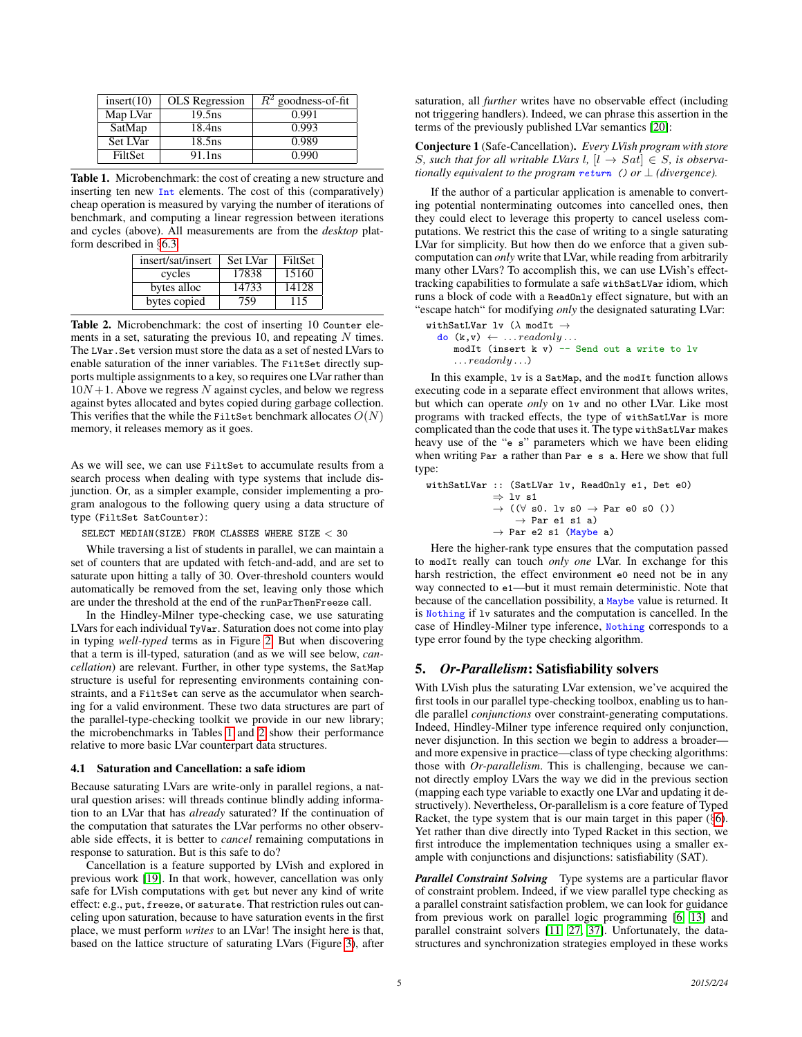| insert(10) | OLS Regression | $R^2$ goodness-of-fit |
|---|---|---|
| Map LVar | 19.5ns | 0.991 |
| SatMap | 18.4ns | 0.993 |
| Set LVar | 18.5ns | 0.989 |
| FiltSet | 91.1ns | 0.990 |

**Table 1.** Microbenchmark: the cost of creating a new structure and inserting ten new `Int` elements. The cost of this (comparatively) cheap operation is measured by varying the number of iterations of benchmark, and computing a linear regression between iterations and cycles (above). All measurements are from the *desktop* platform described in §6.3.

| insert/sat/insert | Set LVar | FiltSet |
|---|---|---|
| cycles | 17838 | 15160 |
| bytes alloc | 14733 | 14128 |
| bytes copied | 759 | 115 |

**Table 2.** Microbenchmark: the cost of inserting 10 `Counter` elements in a set, saturating the previous 10, and repeating $N$ times. The `LVar.Set` version must store the data as a set of nested LVars to enable saturation of the inner variables. The `FiltSet` directly supports multiple assignments to a key, so requires one LVar rather than $10N+1$. Above we regress $N$ against cycles, and below we regress against bytes allocated and bytes copied during garbage collection. This verifies that the while the `FiltSet` benchmark allocates $O(N)$ memory, it releases memory as it goes.

As we will see, we can use `FiltSet` to accumulate results from a search process when dealing with type systems that include disjunction. Or, as a simpler example, consider implementing a program analogous to the following query using a data structure of type (`FiltSet SatCounter`):

```
SELECT MEDIAN(SIZE) FROM CLASSES WHERE SIZE < 30
```

While traversing a list of students in parallel, we can maintain a set of counters that are updated with fetch-and-add, and are set to saturate upon hitting a tally of 30. Over-threshold counters would automatically be removed from the set, leaving only those which are under the threshold at the end of the `runParThenFreeze` call.

In the Hindley-Milner type-checking case, we use saturating LVars for each individual `TyVar`. Saturation does not come into play in typing *well-typed* terms as in Figure 2. But when discovering that a term is ill-typed, saturation (and as we will see below, *cancellation*) are relevant. Further, in other type systems, the `SatMap` structure is useful for representing environments containing constraints, and a `FiltSet` can serve as the accumulator when searching for a valid environment. These two data structures are part of the parallel-type-checking toolkit we provide in our new library; the microbenchmarks in Tables 1 and 2 show their performance relative to more basic LVar counterpart data structures.

### 4.1 Saturation and Cancellation: a safe idiom

Because saturating LVars are write-only in parallel regions, a natural question arises: will threads continue blindly adding information to an LVar that has *already* saturated? If the continuation of the computation that saturates the LVar performs no other observable side effects, it is better to *cancel* remaining computations in response to saturation. But is this safe to do?

Cancellation is a feature supported by LVish and explored in previous work [19]. In that work, however, cancellation was only safe for LVish computations with `get` but never any kind of write effect: e.g., `put`, `freeze`, or `saturate`. That restriction rules out canceling upon saturation, because to have saturation events in the first place, we must perform *writes* to an LVar! The insight here is that, based on the lattice structure of saturating LVars (Figure 3), after saturation, all *further* writes have no observable effect (including not triggering handlers). Indeed, we can phrase this assertion in the terms of the previously published LVar semantics [20]:

**Conjecture 1** (Safe-Cancellation)**.** *Every LVish program with store $S$, such that for all writable LVars $l$, $[l \rightarrow Sat] \in S$, is observationally equivalent to the program* `return` *() or $\perp$ (divergence).*

If the author of a particular application is amenable to converting potential nonterminating outcomes into cancelled ones, then they could elect to leverage this property to cancel useless computations. We restrict this the case of writing to a single saturating LVar for simplicity. But how then do we enforce that a given subcomputation can *only* write that LVar, while reading from arbitrarily many other LVars? To accomplish this, we can use LVish's effect-tracking capabilities to formulate a safe `withSatLVar` idiom, which runs a block of code with a `ReadOnly` effect signature, but with an "escape hatch" for modifying *only* the designated saturating LVar:

```
withSatLVar lv (λ modIt →
  do (k,v) ← ...readonly...
     modIt (insert k v) -- Send out a write to lv
     ...readonly...)
```

In this example, `lv` is a `SatMap`, and the `modIt` function allows executing code in a separate effect environment that allows writes, but which can operate *only* on `lv` and no other LVar. Like most programs with tracked effects, the type of `withSatLVar` is more complicated than the code that uses it. The type `withSatLVar` makes heavy use of the "`e s`" parameters which we have been eliding when writing `Par a` rather than `Par e s a`. Here we show that full type:

```
withSatLVar :: (SatLVar lv, ReadOnly e1, Det e0)
            ⇒ lv s1
            → ((∀ s0. lv s0 → Par e0 s0 ())
                → Par e1 s1 a)
            → Par e2 s1 (Maybe a)
```

Here the higher-rank type ensures that the computation passed to `modIt` really can touch *only one* LVar. In exchange for this harsh restriction, the effect environment `e0` need not be in any way connected to `e1`—but it must remain deterministic. Note that because of the cancellation possibility, a `Maybe` value is returned. It is `Nothing` if `lv` saturates and the computation is cancelled. In the case of Hindley-Milner type inference, `Nothing` corresponds to a type error found by the type checking algorithm.

## 5. *Or-Parallelism*: Satisfiability solvers

With LVish plus the saturating LVar extension, we've acquired the first tools in our parallel type-checking toolbox, enabling us to handle parallel *conjunctions* over constraint-generating computations. Indeed, Hindley-Milner type inference required only conjunction, never disjunction. In this section we begin to address a broader—and more expensive in practice—class of type checking algorithms: those with *Or-parallelism*. This is challenging, because we cannot directly employ LVars the way we did in the previous section (mapping each type variable to exactly one LVar and updating it destructively). Nevertheless, Or-parallelism is a core feature of Typed Racket, the type system that is our main target in this paper (§6). Yet rather than dive directly into Typed Racket in this section, we first introduce the implementation techniques using a smaller example with conjunctions and disjunctions: satisfiability (SAT).

***Parallel Constraint Solving*** Type systems are a particular flavor of constraint problem. Indeed, if we view parallel type checking as a parallel constraint satisfaction problem, we can look for guidance from previous work on parallel logic programming [6, 13] and parallel constraint solvers [11, 27, 37]. Unfortunately, the datastructures and synchronization strategies employed in these works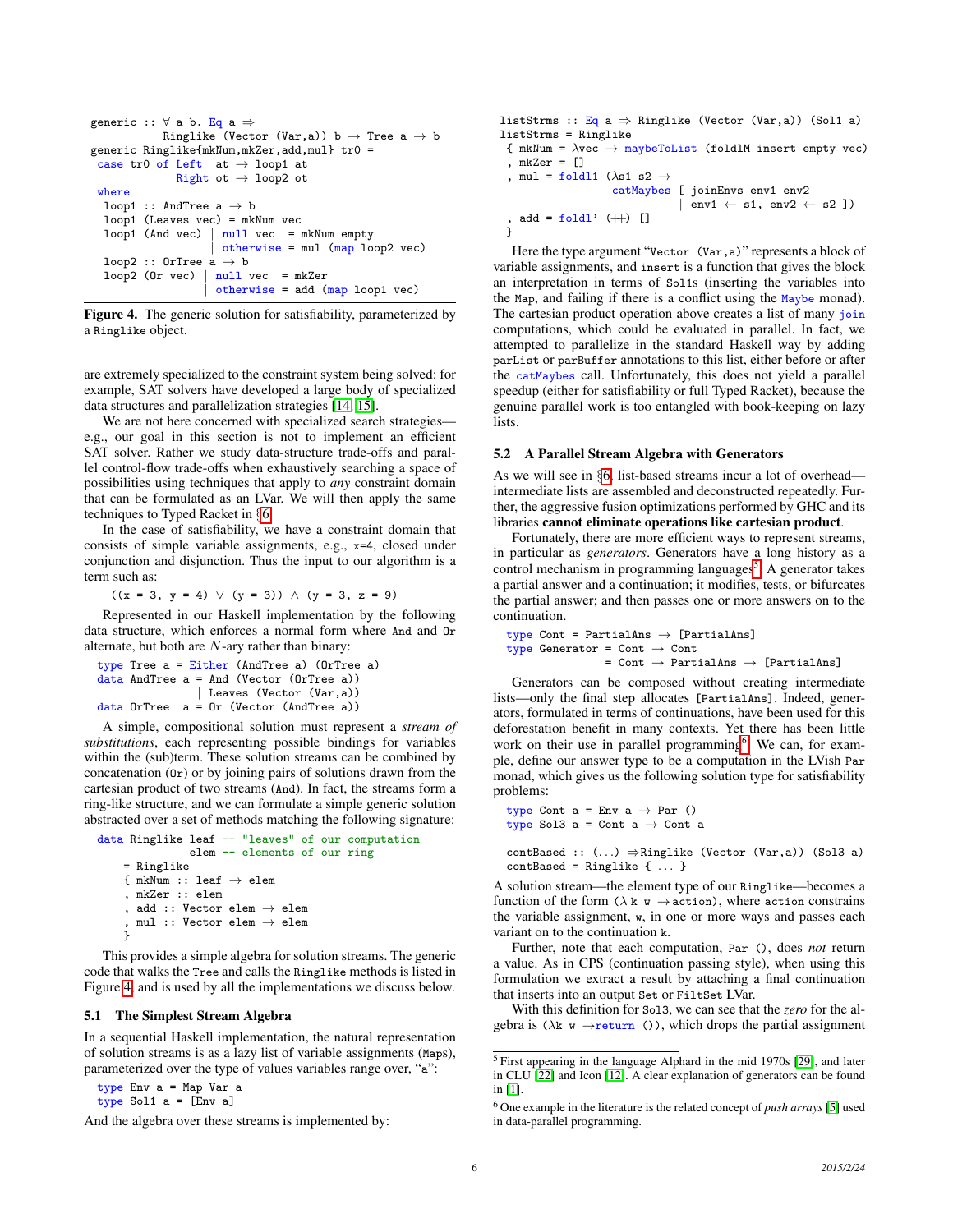```
generic :: ∀ a b. Eq a ⇒
          Ringlike (Vector (Var,a)) b → Tree a → b
generic Ringlike{mkNum,mkZer,add,mul} tr0 =
  case tr0 of Left  at → loop1 at
              Right ot → loop2 ot
  where
   loop1 :: AndTree a → b
   loop1 (Leaves vec) = mkNum vec
   loop1 (And vec) | null vec  = mkNum empty
                   | otherwise = mul (map loop2 vec)

   loop2 :: OrTree a → b
   loop2 (Or vec) | null vec  = mkZer
                  | otherwise = add (map loop1 vec)
```

**Figure 4.** The generic solution for satisfiability, parameterized by a `Ringlike` object.

are extremely specialized to the constraint system being solved: for example, SAT solvers have developed a large body of specialized data structures and parallelization strategies [14, 15].

We are not here concerned with specialized search strategies—e.g., our goal in this section is not to implement an efficient SAT solver. Rather we study data-structure trade-offs and parallel control-flow trade-offs when exhaustively searching a space of possibilities using techniques that apply to *any* constraint domain that can be formulated as an LVar. We will then apply the same techniques to Typed Racket in §6.

In the case of satisfiability, we have a constraint domain that consists of simple variable assignments, e.g., `x=4`, closed under conjunction and disjunction. Thus the input to our algorithm is a term such as:

```
  ((x = 3, y = 4) ∨ (y = 3)) ∧ (y = 3, z = 9)
```

Represented in our Haskell implementation by the following data structure, which enforces a normal form where `And` and `Or` alternate, but both are $N$-ary rather than binary:

```
type Tree a = Either (AndTree a) (OrTree a)
data AndTree a = And (Vector (OrTree a))
               | Leaves (Vector (Var,a))
data OrTree  a = Or (Vector (AndTree a))
```

A simple, compositional solution must represent a *stream of substitutions*, each representing possible bindings for variables within the (sub)term. These solution streams can be combined by concatenation (`Or`) or by joining pairs of solutions drawn from the cartesian product of two streams (`And`). In fact, the solution streams form a ring-like structure, and we can formulate a simple generic solution abstracted over a set of methods matching the following signature:

```
data Ringlike leaf -- "leaves" of our computation
              elem -- elements of our ring
    = Ringlike
    { mkNum :: leaf → elem
    , mkZer :: elem
    , add :: Vector elem → elem
    , mul :: Vector elem → elem
    }
```

This provides a simple algebra for solution streams. The generic code that walks the `Tree` and calls the `Ringlike` methods is listed in Figure 4, and is used by all the implementations we discuss below.

### 5.1 The Simplest Stream Algebra

In a sequential Haskell implementation, the natural representation of solution streams is as a lazy list of variable assignments (`Map`s), parameterized over the type of values variables range over, "`a`":

```
type Env a = Map Var a
type Sol1 a = [Env a]
```

And the algebra over these streams is implemented by:

```
listStrms :: Eq a ⇒ Ringlike (Vector (Var,a)) (Sol1 a)
listStrms = Ringlike
 { mkNum = λvec → maybeToList (foldlM insert empty vec)
 , mkZer = []
 , mul = foldl1 (λs1 s2 →
                  catMaybes [ joinEnvs env1 env2
                            | env1 ← s1, env2 ← s2 ])
 , add = foldl' (++) []
 }
```

Here the type argument "`Vector (Var,a)`" represents a block of variable assignments, and `insert` is a function that gives the block an interpretation in terms of `Sol1`s (inserting the variables into the `Map`, and failing if there is a conflict using the `Maybe` monad). The cartesian product operation above creates a list of many `join` computations, which could be evaluated in parallel. In fact, we attempted to parallelize in the standard Haskell way by adding `parList` or `parBuffer` annotations to this list, either before or after the `catMaybes` call. Unfortunately, this does not yield a parallel speedup (either for satisfiability or full Typed Racket), because the genuine parallel work is too entangled with book-keeping on lazy lists.

### 5.2 A Parallel Stream Algebra with Generators

As we will see in §6, list-based streams incur a lot of overhead—intermediate lists are assembled and deconstructed repeatedly. Further, the aggressive fusion optimizations performed by GHC and its libraries **cannot eliminate operations like cartesian product**.

Fortunately, there are more efficient ways to represent streams, in particular as *generators*. Generators have a long history as a control mechanism in programming languages[5]. A generator takes a partial answer and a continuation; it modifies, tests, or bifurcates the partial answer; and then passes one or more answers on to the continuation.

```
type Cont = PartialAns → [PartialAns]
type Generator = Cont → Cont
               = Cont → PartialAns → [PartialAns]
```

Generators can be composed without creating intermediate lists—only the final step allocates `[PartialAns]`. Indeed, generators, formulated in terms of continuations, have been used for this deforestation benefit in many contexts. Yet there has been little work on their use in parallel programming[6]. We can, for example, define our answer type to be a computation in the LVish `Par` monad, which gives us the following solution type for satisfiability problems:

```
type Cont a = Env a → Par ()
type Sol3 a = Cont a → Cont a

contBased :: (...) ⇒Ringlike (Vector (Var,a)) (Sol3 a)
contBased = Ringlike { ... }
```

A solution stream—the element type of our `Ringlike`—becomes a function of the form `(λ k w →action)`, where `action` constrains the variable assignment, `w`, in one or more ways and passes each variant on to the continuation `k`.

Further, note that each computation, `Par ()`, does *not* return a value. As in CPS (continuation passing style), when using this formulation we extract a result by attaching a final continuation that inserts into an output `Set` or `FiltSet` LVar.

With this definition for `Sol3`, we can see that the *zero* for the algebra is `(λk w →return ())`, which drops the partial assignment

[5] First appearing in the language Alphard in the mid 1970s [29], and later in CLU [22] and Icon [12]. A clear explanation of generators can be found in [1].

[6] One example in the literature is the related concept of *push arrays* [5] used in data-parallel programming.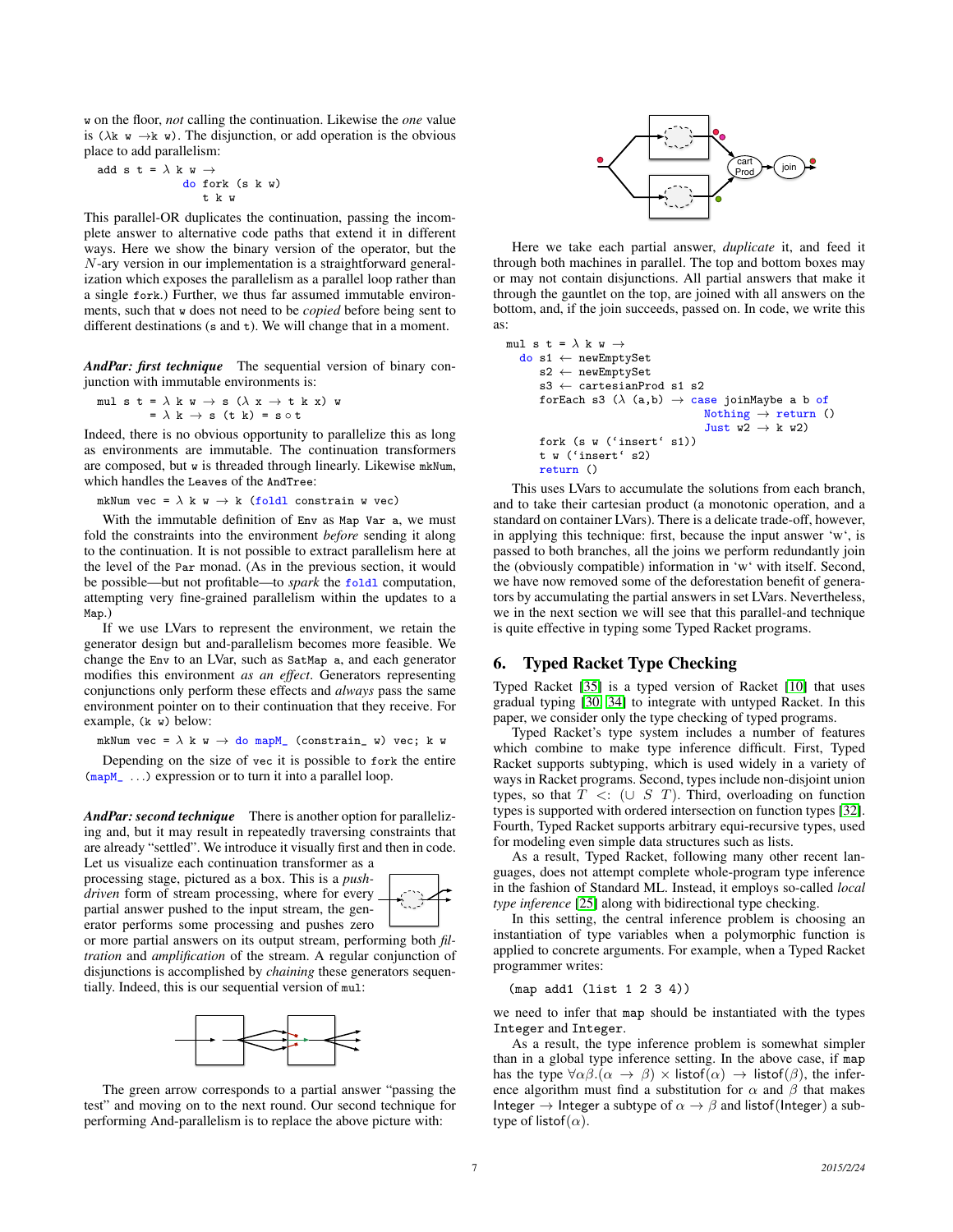w on the floor, *not* calling the continuation. Likewise the *one* value is (λk w →k w). The disjunction, or add operation is the obvious place to add parallelism:

```
add s t = λ k w →
            do fork (s k w)
               t k w
```

This parallel-OR duplicates the continuation, passing the incomplete answer to alternative code paths that extend it in different ways. Here we show the binary version of the operator, but the $N$-ary version in our implementation is a straightforward generalization which exposes the parallelism as a parallel loop rather than a single fork.) Further, we thus far assumed immutable environments, such that w does not need to be *copied* before being sent to different destinations (s and t). We will change that in a moment.

***AndPar: first technique*** The sequential version of binary conjunction with immutable environments is:

```
mul s t = λ k w → s (λ x → t k x) w
        = λ k → s (t k) = s ∘ t
```

Indeed, there is no obvious opportunity to parallelize this as long as environments are immutable. The continuation transformers are composed, but w is threaded through linearly. Likewise mkNum, which handles the Leaves of the AndTree:

```
mkNum vec = λ k w → k (foldl constrain w vec)
```

With the immutable definition of Env as Map Var a, we must fold the constraints into the environment *before* sending it along to the continuation. It is not possible to extract parallelism here at the level of the Par monad. (As in the previous section, it would be possible—but not profitable—to *spark* the foldl computation, attempting very fine-grained parallelism within the updates to a Map.)

If we use LVars to represent the environment, we retain the generator design but and-parallelism becomes more feasible. We change the Env to an LVar, such as SatMap a, and each generator modifies this environment *as an effect*. Generators representing conjunctions only perform these effects and *always* pass the same environment pointer on to their continuation that they receive. For example, (k w) below:

```
mkNum vec = λ k w → do mapM_ (constrain_ w) vec; k w
```

Depending on the size of vec it is possible to fork the entire (mapM_ ...) expression or to turn it into a parallel loop.

***AndPar: second technique*** There is another option for parallelizing and, but it may result in repeatedly traversing constraints that are already "settled". We introduce it visually first and then in code. Let us visualize each continuation transformer as a processing stage, pictured as a box. This is a *push-driven* form of stream processing, where for every partial answer pushed to the input stream, the generator performs some processing and pushes zero or more partial answers on its output stream, performing both *filtration* and *amplification* of the stream. A regular conjunction of disjunctions is accomplished by *chaining* these generators sequentially. Indeed, this is our sequential version of mul:

The green arrow corresponds to a partial answer "passing the test" and moving on to the next round. Our second technique for performing And-parallelism is to replace the above picture with:

Here we take each partial answer, *duplicate* it, and feed it through both machines in parallel. The top and bottom boxes may or may not contain disjunctions. All partial answers that make it through the gauntlet on the top, are joined with all answers on the bottom, and, if the join succeeds, passed on. In code, we write this as:

```
mul s t = λ k w →
  do s1 ← newEmptySet
     s2 ← newEmptySet
     s3 ← cartesianProd s1 s2
     forEach s3 (λ (a,b) → case joinMaybe a b of
                             Nothing → return ()
                             Just w2 → k w2)
     fork (s w ('insert' s1))
     t w ('insert' s2)
     return ()
```

This uses LVars to accumulate the solutions from each branch, and to take their cartesian product (a monotonic operation, and a standard on container LVars). There is a delicate trade-off, however, in applying this technique: first, because the input answer 'w', is passed to both branches, all the joins we perform redundantly join the (obviously compatible) information in 'w' with itself. Second, we have now removed some of the deforestation benefit of generators by accumulating the partial answers in set LVars. Nevertheless, we in the next section we will see that this parallel-and technique is quite effective in typing some Typed Racket programs.

## 6. Typed Racket Type Checking

Typed Racket [35] is a typed version of Racket [10] that uses gradual typing [30, 34] to integrate with untyped Racket. In this paper, we consider only the type checking of typed programs.

Typed Racket's type system includes a number of features which combine to make type inference difficult. First, Typed Racket supports subtyping, which is used widely in a variety of ways in Racket programs. Second, types include non-disjoint union types, so that $T <: (\cup\ S\ T)$. Third, overloading on function types is supported with ordered intersection on function types [32]. Fourth, Typed Racket supports arbitrary equi-recursive types, used for modeling even simple data structures such as lists.

As a result, Typed Racket, following many other recent languages, does not attempt complete whole-program type inference in the fashion of Standard ML. Instead, it employs so-called *local type inference* [25] along with bidirectional type checking.

In this setting, the central inference problem is choosing an instantiation of type variables when a polymorphic function is applied to concrete arguments. For example, when a Typed Racket programmer writes:

```
(map add1 (list 1 2 3 4))
```

we need to infer that map should be instantiated with the types Integer and Integer.

As a result, the type inference problem is somewhat simpler than in a global type inference setting. In the above case, if map has the type $\forall \alpha\beta.(\alpha \rightarrow \beta) \times \mathsf{listof}(\alpha) \rightarrow \mathsf{listof}(\beta)$, the inference algorithm must find a substitution for $\alpha$ and $\beta$ that makes $\mathsf{Integer} \rightarrow \mathsf{Integer}$ a subtype of $\alpha \rightarrow \beta$ and $\mathsf{listof}(\mathsf{Integer})$ a subtype of $\mathsf{listof}(\alpha)$.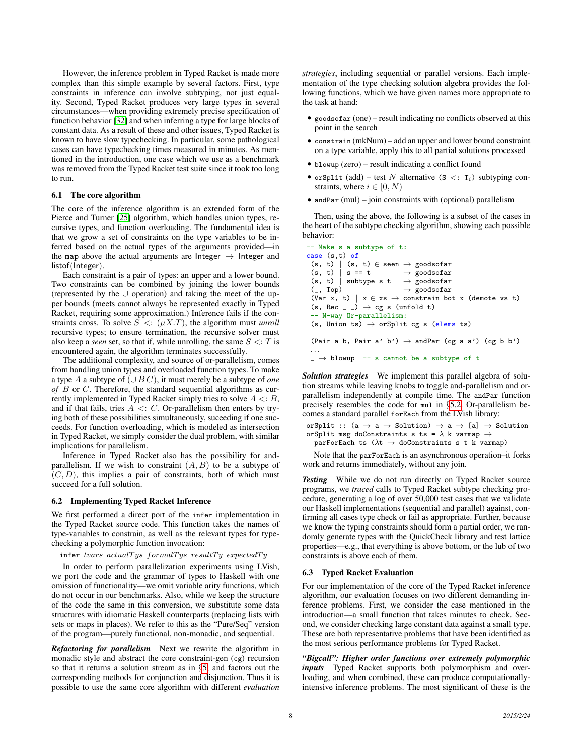However, the inference problem in Typed Racket is made more complex than this simple example by several factors. First, type constraints in inference can involve subtyping, not just equality. Second, Typed Racket produces very large types in several circumstances—when providing extremely precise specification of function behavior [32] and when inferring a type for large blocks of constant data. As a result of these and other issues, Typed Racket is known to have slow typechecking. In particular, some pathological cases can have typechecking times measured in minutes. As mentioned in the introduction, one case which we use as a benchmark was removed from the Typed Racket test suite since it took too long to run.

### 6.1 The core algorithm

The core of the inference algorithm is an extended form of the Pierce and Turner [25] algorithm, which handles union types, recursive types, and function overloading. The fundamental idea is that we grow a set of constraints on the type variables to be inferred based on the actual types of the arguments provided—in the `map` above the actual arguments are Integer $\rightarrow$ Integer and listof(Integer).

Each constraint is a pair of types: an upper and a lower bound. Two constraints can be combined by joining the lower bounds (represented by the $\cup$ operation) and taking the meet of the upper bounds (meets cannot always be represented exactly in Typed Racket, requiring some approximation.) Inference fails if the constraints cross. To solve $S <: (\mu X.T)$, the algorithm must *unroll* recursive types; to ensure termination, the recursive solver must also keep a *seen* set, so that if, while unrolling, the same $S <: T$ is encountered again, the algorithm terminates successfully.

The additional complexity, and source of or-parallelism, comes from handling union types and overloaded function types. To make a type $A$ a subtype of $(\cup\, B\, C)$, it must merely be a subtype of *one of* $B$ or $C$. Therefore, the standard sequential algorithms as currently implemented in Typed Racket simply tries to solve $A <: B$, and if that fails, tries $A <: C$. Or-parallelism then enters by trying both of these possibilities simultaneously, suceeding if one succeeds. For function overloading, which is modeled as intersection in Typed Racket, we simply consider the dual problem, with similar implications for parallelism.

Inference in Typed Racket also has the possibility for and-parallelism. If we wish to constraint $(A, B)$ to be a subtype of $(C, D)$, this implies a pair of constraints, both of which must succeed for a full solution.

### 6.2 Implementing Typed Racket Inference

We first performed a direct port of the `infer` implementation in the Typed Racket source code. This function takes the names of type-variables to constrain, as well as the relevant types for type-checking a polymorphic function invocation:

`infer` $tvars\ actualTys\ formalTys\ resultTy\ expectedTy$

In order to perform parallelization experiments using LVish, we port the code and the grammar of types to Haskell with one omission of functionality—we omit variable arity functions, which do not occur in our benchmarks. Also, while we keep the structure of the code the same in this conversion, we substitute some data structures with idiomatic Haskell counterparts (replacing lists with sets or maps in places). We refer to this as the "Pure/Seq" version of the program—purely functional, non-monadic, and sequential.

***Refactoring for parallelism*** Next we rewrite the algorithm in monadic style and abstract the core constraint-gen (`cg`) recursion so that it returns a solution stream as in §5 and factors out the corresponding methods for conjunction and disjunction. Thus it is possible to use the same core algorithm with different *evaluation strategies*, including sequential or parallel versions. Each implementation of the type checking solution algebra provides the following functions, which we have given names more appropriate to the task at hand:

- `goodsofar` (one) – result indicating no conflicts observed at this point in the search
- `constrain` (mkNum) – add an upper and lower bound constraint on a type variable, apply this to all partial solutions processed
- `blowup` (zero) – result indicating a conflict found
- `orSplit` (add) – test $N$ alternative (`S <: T`$_i$) subtyping constraints, where $i \in [0, N)$
- `andPar` (mul) – join constraints with (optional) parallelism

Then, using the above, the following is a subset of the cases in the heart of the subtype checking algorithm, showing each possible behavior:

```
-- Make s a subtype of t:
case (s,t) of
 (s, t) | (s, t) ∈ seen → goodsofar
 (s, t) | s == t        → goodsofar
 (s, t) | subtype s t   → goodsofar
 (_, Top)               → goodsofar
 (Var x, t) | x ∈ xs → constrain bot x (demote vs t)
 (s, Rec _ _) → cg s (unfold t)
 -- N-way Or-parallelism:
 (s, Union ts) → orSplit cg s (elems ts)

 (Pair a b, Pair a' b') → andPar (cg a a') (cg b b')
 ...
 _ → blowup  -- s cannot be a subtype of t
```

***Solution strategies*** We implement this parallel algebra of solution streams while leaving knobs to toggle and-parallelism and or-parallelism independently at compile time. The `andPar` function precisely resembles the code for `mul` in §5.2. Or-parallelism becomes a standard parallel `forEach` from the LVish library:

```
orSplit :: (a → a → Solution) → a → [a] → Solution
orSplit msg doConstraints s ts = λ k varmap →
  parForEach ts (λt → doConstraints s t k varmap)
```

Note that the `parForEach` is an asynchronous operation–it forks work and returns immediately, without any join.

***Testing*** While we do not run directly on Typed Racket source programs, we *traced* calls to Typed Racket subtype checking procedure, generating a log of over 50,000 test cases that we validate our Haskell implementations (sequential and parallel) against, confirming all cases type check or fail as appropriate. Further, because we know the typing constraints should form a partial order, we randomly generate types with the QuickCheck library and test lattice properties—e.g., that everything is above bottom, or the lub of two constraints is above each of them.

### 6.3 Typed Racket Evaluation

For our implementation of the core of the Typed Racket inference algorithm, our evaluation focuses on two different demanding inference problems. First, we consider the case mentioned in the introduction—a small function that takes minutes to check. Second, we consider checking large constant data against a small type. These are both representative problems that have been identified as the most serious performance problems for Typed Racket.

***"Bigcall": Higher order functions over extremely polymorphic inputs*** Typed Racket supports both polymorphism and overloading, and when combined, these can produce computationally-intensive inference problems. The most significant of these is the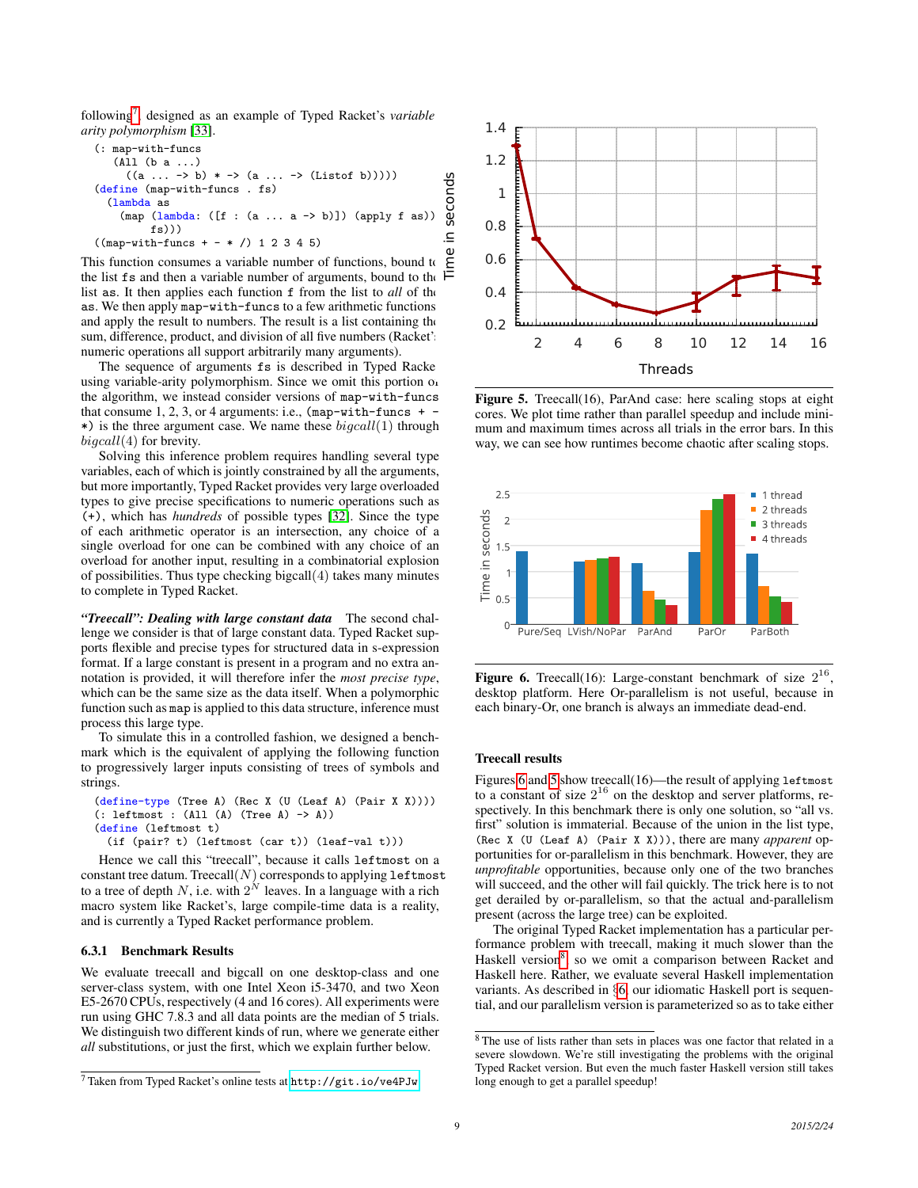following[7], designed as an example of Typed Racket's *variable arity polymorphism* [33].

```
(: map-with-funcs
   (All (b a ...)
     ((a ... -> b) * -> (a ... -> (Listof b)))))
(define (map-with-funcs . fs)
  (lambda as
    (map (lambda: ([f : (a ... a -> b)]) (apply f as))
         fs)))
((map-with-funcs + - * /) 1 2 3 4 5)
```

This function consumes a variable number of functions, bound to the list `fs` and then a variable number of arguments, bound to the list `as`. It then applies each function `f` from the list to *all* of the `as`. We then apply `map-with-funcs` to a few arithmetic functions and apply the result to numbers. The result is a list containing the sum, difference, product, and division of all five numbers (Racket's numeric operations all support arbitrarily many arguments).

The sequence of arguments `fs` is described in Typed Racket using variable-arity polymorphism. Since we omit this portion of the algorithm, we instead consider versions of `map-with-funcs` that consume 1, 2, 3, or 4 arguments: i.e., `(map-with-funcs + - *)` is the three argument case. We name these $bigcall(1)$ through $bigcall(4)$ for brevity.

Solving this inference problem requires handling several type variables, each of which is jointly constrained by all the arguments, but more importantly, Typed Racket provides very large overloaded types to give precise specifications to numeric operations such as `(+)`, which has *hundreds* of possible types [32]. Since the type of each arithmetic operator is an intersection, any choice of a single overload for one can be combined with any choice of an overload for another input, resulting in a combinatorial explosion of possibilities. Thus type checking bigcall(4) takes many minutes to complete in Typed Racket.

***"Treecall": Dealing with large constant data*** The second challenge we consider is that of large constant data. Typed Racket supports flexible and precise types for structured data in s-expression format. If a large constant is present in a program and no extra annotation is provided, it will therefore infer the *most precise type*, which can be the same size as the data itself. When a polymorphic function such as `map` is applied to this data structure, inference must process this large type.

To simulate this in a controlled fashion, we designed a benchmark which is the equivalent of applying the following function to progressively larger inputs consisting of trees of symbols and strings.

```
(define-type (Tree A) (Rec X (U (Leaf A) (Pair X X))))
(: leftmost : (All (A) (Tree A) -> A))
(define (leftmost t)
  (if (pair? t) (leftmost (car t)) (leaf-val t)))
```

Hence we call this "treecall", because it calls `leftmost` on a constant tree datum. Treecall($N$) corresponds to applying `leftmost` to a tree of depth $N$, i.e. with $2^N$ leaves. In a language with a rich macro system like Racket's, large compile-time data is a reality, and is currently a Typed Racket performance problem.

### 6.3.1 Benchmark Results

We evaluate treecall and bigcall on one desktop-class and one server-class system, with one Intel Xeon i5-3470, and two Xeon E5-2670 CPUs, respectively (4 and 16 cores). All experiments were run using GHC 7.8.3 and all data points are the median of 5 trials. We distinguish two different kinds of run, where we generate either *all* substitutions, or just the first, which we explain further below.

[7] Taken from Typed Racket's online tests at http://git.io/ve4PJw

**Figure 5.** Treecall(16), ParAnd case: here scaling stops at eight cores. We plot time rather than parallel speedup and include minimum and maximum times across all trials in the error bars. In this way, we can see how runtimes become chaotic after scaling stops.

**Figure 6.** Treecall(16): Large-constant benchmark of size $2^{16}$, desktop platform. Here Or-parallelism is not useful, because in each binary-Or, one branch is always an immediate dead-end.

#### Treecall results

Figures 6 and 5 show treecall(16)—the result of applying `leftmost` to a constant of size $2^{16}$ on the desktop and server platforms, respectively. In this benchmark there is only one solution, so "all vs. first" solution is immaterial. Because of the union in the list type, `(Rec X (U (Leaf A) (Pair X X)))`, there are many *apparent* opportunities for or-parallelism in this benchmark. However, they are *unprofitable* opportunities, because only one of the two branches will succeed, and the other will fail quickly. The trick here is to not get derailed by or-parallelism, so that the actual and-parallelism present (across the large tree) can be exploited.

The original Typed Racket implementation has a particular performance problem with treecall, making it much slower than the Haskell version[8], so we omit a comparison between Racket and Haskell here. Rather, we evaluate several Haskell implementation variants. As described in §6, our idiomatic Haskell port is sequential, and our parallelism version is parameterized so as to take either

[8] The use of lists rather than sets in places was one factor that related in a severe slowdown. We're still investigating the problems with the original Typed Racket version. But even the much faster Haskell version still takes long enough to get a parallel speedup!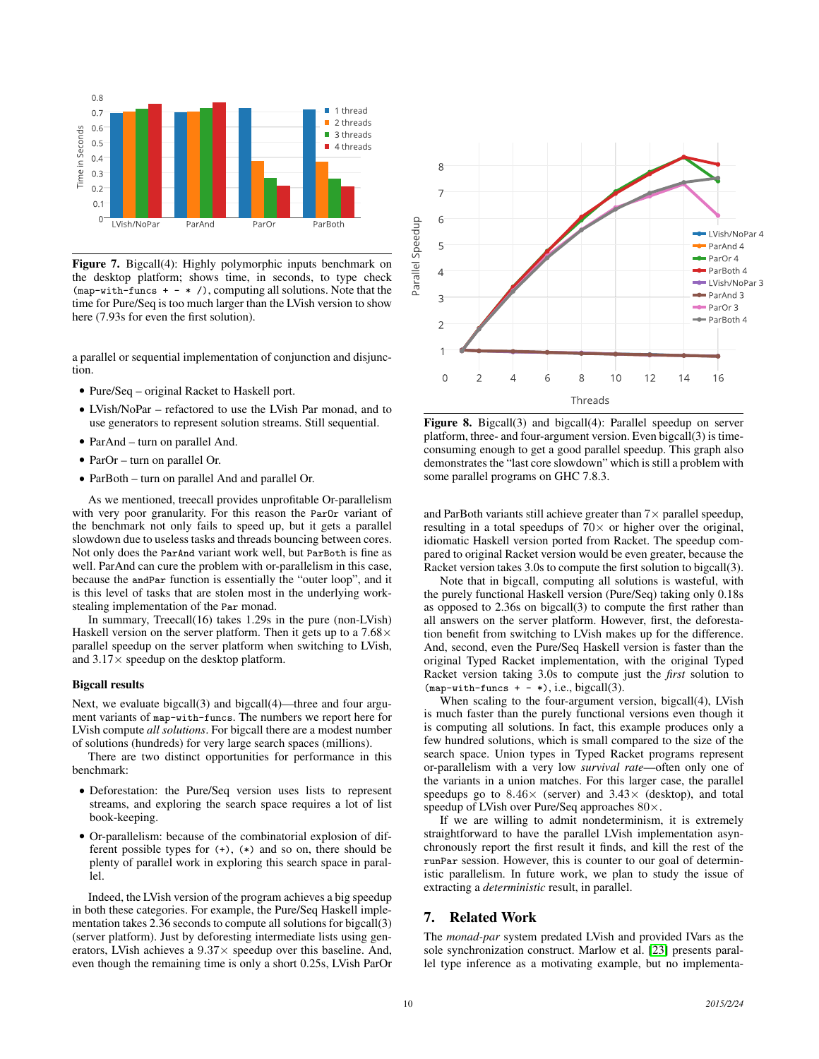**Figure 7.** Bigcall(4): Highly polymorphic inputs benchmark on the desktop platform; shows time, in seconds, to type check `(map-with-funcs + - * /)`, computing all solutions. Note that the time for Pure/Seq is too much larger than the LVish version to show here (7.93s for even the first solution).

a parallel or sequential implementation of conjunction and disjunction.

- Pure/Seq – original Racket to Haskell port.
- LVish/NoPar – refactored to use the LVish Par monad, and to use generators to represent solution streams. Still sequential.
- ParAnd – turn on parallel And.
- ParOr – turn on parallel Or.
- ParBoth – turn on parallel And and parallel Or.

As we mentioned, treecall provides unprofitable Or-parallelism with very poor granularity. For this reason the `ParOr` variant of the benchmark not only fails to speed up, but it gets a parallel slowdown due to useless tasks and threads bouncing between cores. Not only does the `ParAnd` variant work well, but `ParBoth` is fine as well. ParAnd can cure the problem with or-parallelism in this case, because the `andPar` function is essentially the "outer loop", and it is this level of tasks that are stolen most in the underlying work-stealing implementation of the `Par` monad.

In summary, Treecall(16) takes 1.29s in the pure (non-LVish) Haskell version on the server platform. Then it gets up to a 7.68$\times$ parallel speedup on the server platform when switching to LVish, and 3.17$\times$ speedup on the desktop platform.

### Bigcall results

Next, we evaluate bigcall(3) and bigcall(4)—three and four argument variants of `map-with-funcs`. The numbers we report here for LVish compute *all solutions*. For bigcall there are a modest number of solutions (hundreds) for very large search spaces (millions).

There are two distinct opportunities for performance in this benchmark:

- Deforestation: the Pure/Seq version uses lists to represent streams, and exploring the search space requires a lot of list book-keeping.
- Or-parallelism: because of the combinatorial explosion of different possible types for `(+)`, `(*)` and so on, there should be plenty of parallel work in exploring this search space in parallel.

Indeed, the LVish version of the program achieves a big speedup in both these categories. For example, the Pure/Seq Haskell implementation takes 2.36 seconds to compute all solutions for bigcall(3) (server platform). Just by deforesting intermediate lists using generators, LVish achieves a 9.37$\times$ speedup over this baseline. And, even though the remaining time is only a short 0.25s, LVish ParOr and ParBoth variants still achieve greater than 7$\times$ parallel speedup, resulting in a total speedups of 70$\times$ or higher over the original, idiomatic Haskell version ported from Racket. The speedup compared to original Racket version would be even greater, because the Racket version takes 3.0s to compute the first solution to bigcall(3).

**Figure 8.** Bigcall(3) and bigcall(4): Parallel speedup on server platform, three- and four-argument version. Even bigcall(3) is time-consuming enough to get a good parallel speedup. This graph also demonstrates the "last core slowdown" which is still a problem with some parallel programs on GHC 7.8.3.

Note that in bigcall, computing all solutions is wasteful, with the purely functional Haskell version (Pure/Seq) taking only 0.18s as opposed to 2.36s on bigcall(3) to compute the first rather than all answers on the server platform. However, first, the deforestation benefit from switching to LVish makes up for the difference. And, second, even the Pure/Seq Haskell version is faster than the original Typed Racket implementation, with the original Typed Racket version taking 3.0s to compute just the *first* solution to `(map-with-funcs + - *)`, i.e., bigcall(3).

When scaling to the four-argument version, bigcall(4), LVish is much faster than the purely functional versions even though it is computing all solutions. In fact, this example produces only a few hundred solutions, which is small compared to the size of the search space. Union types in Typed Racket programs represent or-parallelism with a very low *survival rate*—often only one of the variants in a union matches. For this larger case, the parallel speedups go to 8.46$\times$ (server) and 3.43$\times$ (desktop), and total speedup of LVish over Pure/Seq approaches 80$\times$.

If we are willing to admit nondeterminism, it is extremely straightforward to have the parallel LVish implementation asynchronously report the first result it finds, and kill the rest of the `runPar` session. However, this is counter to our goal of deterministic parallelism. In future work, we plan to study the issue of extracting a *deterministic* result, in parallel.

## 7. Related Work

The *monad-par* system predated LVish and provided IVars as the sole synchronization construct. Marlow et al. [23] presents parallel type inference as a motivating example, but no implementa-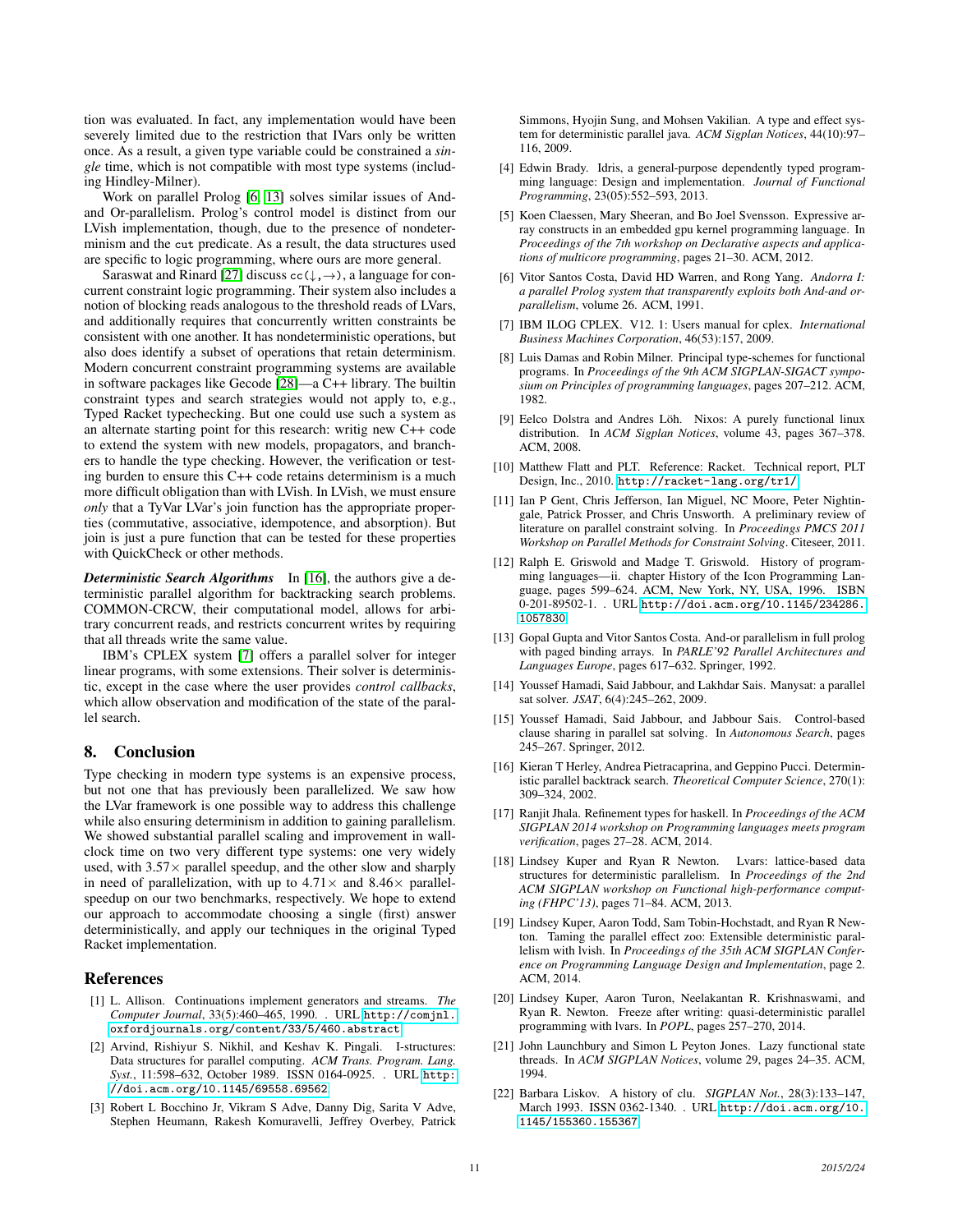tion was evaluated. In fact, any implementation would have been severely limited due to the restriction that IVars only be written once. As a result, a given type variable could be constrained a *single* time, which is not compatible with most type systems (including Hindley-Milner).

Work on parallel Prolog [6, 13] solves similar issues of And- and Or-parallelism. Prolog's control model is distinct from our LVish implementation, though, due to the presence of nondeterminism and the `cut` predicate. As a result, the data structures used are specific to logic programming, where ours are more general.

Saraswat and Rinard [27] discuss `cc(↓,→)`, a language for concurrent constraint logic programming. Their system also includes a notion of blocking reads analogous to the threshold reads of LVars, and additionally requires that concurrently written constraints be consistent with one another. It has nondeterministic operations, but also does identify a subset of operations that retain determinism. Modern concurrent constraint programming systems are available in software packages like Gecode [28]—a C++ library. The builtin constraint types and search strategies would not apply to, e.g., Typed Racket typechecking. But one could use such a system as an alternate starting point for this research: writig new C++ code to extend the system with new models, propagators, and branchers to handle the type checking. However, the verification or testing burden to ensure this C++ code retains determinism is a much more difficult obligation than with LVish. In LVish, we must ensure *only* that a TyVar LVar's join function has the appropriate properties (commutative, associative, idempotence, and absorption). But join is just a pure function that can be tested for these properties with QuickCheck or other methods.

***Deterministic Search Algorithms*** In [16], the authors give a deterministic parallel algorithm for backtracking search problems. COMMON-CRCW, their computational model, allows for arbitrary concurrent reads, and restricts concurrent writes by requiring that all threads write the same value.

IBM's CPLEX system [7] offers a parallel solver for integer linear programs, with some extensions. Their solver is deterministic, except in the case where the user provides *control callbacks*, which allow observation and modification of the state of the parallel search.

## 8. Conclusion

Type checking in modern type systems is an expensive process, but not one that has previously been parallelized. We saw how the LVar framework is one possible way to address this challenge while also ensuring determinism in addition to gaining parallelism. We showed substantial parallel scaling and improvement in wall-clock time on two very different type systems: one very widely used, with 3.57× parallel speedup, and the other slow and sharply in need of parallelization, with up to 4.71× and 8.46× parallel-speedup on our two benchmarks, respectively. We hope to extend our approach to accommodate choosing a single (first) answer deterministically, and apply our techniques in the original Typed Racket implementation.

## References

[1] L. Allison. Continuations implement generators and streams. *The Computer Journal*, 33(5):460–465, 1990. . URL http://comjnl.oxfordjournals.org/content/33/5/460.abstract.

[2] Arvind, Rishiyur S. Nikhil, and Keshav K. Pingali. I-structures: Data structures for parallel computing. *ACM Trans. Program. Lang. Syst.*, 11:598–632, October 1989. ISSN 0164-0925. . URL http://doi.acm.org/10.1145/69558.69562.

[3] Robert L Bocchino Jr, Vikram S Adve, Danny Dig, Sarita V Adve, Stephen Heumann, Rakesh Komuravelli, Jeffrey Overbey, Patrick Simmons, Hyojin Sung, and Mohsen Vakilian. A type and effect system for deterministic parallel java. *ACM Sigplan Notices*, 44(10):97–116, 2009.

[4] Edwin Brady. Idris, a general-purpose dependently typed programming language: Design and implementation. *Journal of Functional Programming*, 23(05):552–593, 2013.

[5] Koen Claessen, Mary Sheeran, and Bo Joel Svensson. Expressive array constructs in an embedded gpu kernel programming language. In *Proceedings of the 7th workshop on Declarative aspects and applications of multicore programming*, pages 21–30. ACM, 2012.

[6] Vitor Santos Costa, David HD Warren, and Rong Yang. *Andorra I: a parallel Prolog system that transparently exploits both And-and or-parallelism*, volume 26. ACM, 1991.

[7] IBM ILOG CPLEX. V12. 1: Users manual for cplex. *International Business Machines Corporation*, 46(53):157, 2009.

[8] Luis Damas and Robin Milner. Principal type-schemes for functional programs. In *Proceedings of the 9th ACM SIGPLAN-SIGACT symposium on Principles of programming languages*, pages 207–212. ACM, 1982.

[9] Eelco Dolstra and Andres Löh. Nixos: A purely functional linux distribution. In *ACM Sigplan Notices*, volume 43, pages 367–378. ACM, 2008.

[10] Matthew Flatt and PLT. Reference: Racket. Technical report, PLT Design, Inc., 2010. http://racket-lang.org/tr1/.

[11] Ian P Gent, Chris Jefferson, Ian Miguel, NC Moore, Peter Nightingale, Patrick Prosser, and Chris Unsworth. A preliminary review of literature on parallel constraint solving. In *Proceedings PMCS 2011 Workshop on Parallel Methods for Constraint Solving*. Citeseer, 2011.

[12] Ralph E. Griswold and Madge T. Griswold. History of programming languages—ii. chapter History of the Icon Programming Language, pages 599–624. ACM, New York, NY, USA, 1996. ISBN 0-201-89502-1. . URL http://doi.acm.org/10.1145/234286.1057830.

[13] Gopal Gupta and Vitor Santos Costa. And-or parallelism in full prolog with paged binding arrays. In *PARLE'92 Parallel Architectures and Languages Europe*, pages 617–632. Springer, 1992.

[14] Youssef Hamadi, Said Jabbour, and Lakhdar Sais. Manysat: a parallel sat solver. *JSAT*, 6(4):245–262, 2009.

[15] Youssef Hamadi, Said Jabbour, and Jabbour Sais. Control-based clause sharing in parallel sat solving. In *Autonomous Search*, pages 245–267. Springer, 2012.

[16] Kieran T Herley, Andrea Pietracaprina, and Geppino Pucci. Deterministic parallel backtrack search. *Theoretical Computer Science*, 270(1): 309–324, 2002.

[17] Ranjit Jhala. Refinement types for haskell. In *Proceedings of the ACM SIGPLAN 2014 workshop on Programming languages meets program verification*, pages 27–28. ACM, 2014.

[18] Lindsey Kuper and Ryan R Newton. Lvars: lattice-based data structures for deterministic parallelism. In *Proceedings of the 2nd ACM SIGPLAN workshop on Functional high-performance computing (FHPC'13)*, pages 71–84. ACM, 2013.

[19] Lindsey Kuper, Aaron Todd, Sam Tobin-Hochstadt, and Ryan R Newton. Taming the parallel effect zoo: Extensible deterministic parallelism with lvish. In *Proceedings of the 35th ACM SIGPLAN Conference on Programming Language Design and Implementation*, page 2. ACM, 2014.

[20] Lindsey Kuper, Aaron Turon, Neelakantan R. Krishnaswami, and Ryan R. Newton. Freeze after writing: quasi-deterministic parallel programming with lvars. In *POPL*, pages 257–270, 2014.

[21] John Launchbury and Simon L Peyton Jones. Lazy functional state threads. In *ACM SIGPLAN Notices*, volume 29, pages 24–35. ACM, 1994.

[22] Barbara Liskov. A history of clu. *SIGPLAN Not.*, 28(3):133–147, March 1993. ISSN 0362-1340. . URL http://doi.acm.org/10.1145/155360.155367.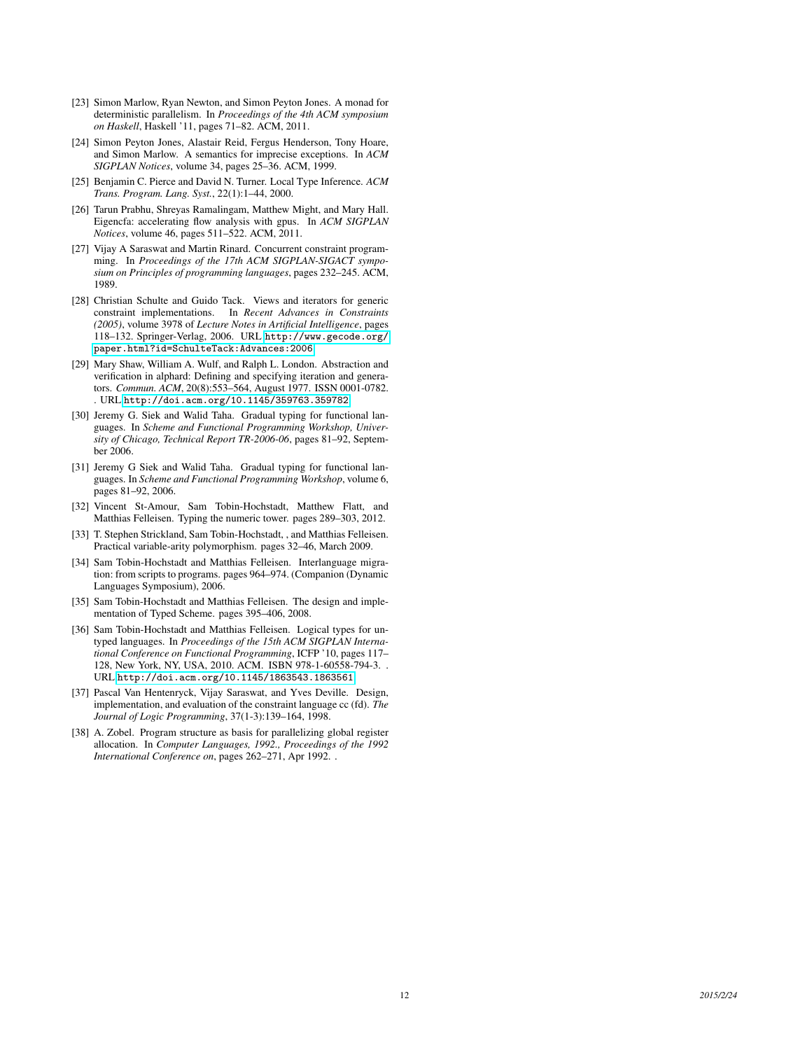[23] Simon Marlow, Ryan Newton, and Simon Peyton Jones. A monad for deterministic parallelism. In *Proceedings of the 4th ACM symposium on Haskell*, Haskell '11, pages 71–82. ACM, 2011.

[24] Simon Peyton Jones, Alastair Reid, Fergus Henderson, Tony Hoare, and Simon Marlow. A semantics for imprecise exceptions. In *ACM SIGPLAN Notices*, volume 34, pages 25–36. ACM, 1999.

[25] Benjamin C. Pierce and David N. Turner. Local Type Inference. *ACM Trans. Program. Lang. Syst.*, 22(1):1–44, 2000.

[26] Tarun Prabhu, Shreyas Ramalingam, Matthew Might, and Mary Hall. Eigencfa: accelerating flow analysis with gpus. In *ACM SIGPLAN Notices*, volume 46, pages 511–522. ACM, 2011.

[27] Vijay A Saraswat and Martin Rinard. Concurrent constraint programming. In *Proceedings of the 17th ACM SIGPLAN-SIGACT symposium on Principles of programming languages*, pages 232–245. ACM, 1989.

[28] Christian Schulte and Guido Tack. Views and iterators for generic constraint implementations. In *Recent Advances in Constraints (2005)*, volume 3978 of *Lecture Notes in Artificial Intelligence*, pages 118–132. Springer-Verlag, 2006. URL `http://www.gecode.org/paper.html?id=SchulteTack:Advances:2006`.

[29] Mary Shaw, William A. Wulf, and Ralph L. London. Abstraction and verification in alphard: Defining and specifying iteration and generators. *Commun. ACM*, 20(8):553–564, August 1977. ISSN 0001-0782. . URL `http://doi.acm.org/10.1145/359763.359782`.

[30] Jeremy G. Siek and Walid Taha. Gradual typing for functional languages. In *Scheme and Functional Programming Workshop, University of Chicago, Technical Report TR-2006-06*, pages 81–92, September 2006.

[31] Jeremy G Siek and Walid Taha. Gradual typing for functional languages. In *Scheme and Functional Programming Workshop*, volume 6, pages 81–92, 2006.

[32] Vincent St-Amour, Sam Tobin-Hochstadt, Matthew Flatt, and Matthias Felleisen. Typing the numeric tower. pages 289–303, 2012.

[33] T. Stephen Strickland, Sam Tobin-Hochstadt, , and Matthias Felleisen. Practical variable-arity polymorphism. pages 32–46, March 2009.

[34] Sam Tobin-Hochstadt and Matthias Felleisen. Interlanguage migration: from scripts to programs. pages 964–974. (Companion (Dynamic Languages Symposium), 2006.

[35] Sam Tobin-Hochstadt and Matthias Felleisen. The design and implementation of Typed Scheme. pages 395–406, 2008.

[36] Sam Tobin-Hochstadt and Matthias Felleisen. Logical types for untyped languages. In *Proceedings of the 15th ACM SIGPLAN International Conference on Functional Programming*, ICFP '10, pages 117–128, New York, NY, USA, 2010. ACM. ISBN 978-1-60558-794-3. . URL `http://doi.acm.org/10.1145/1863543.1863561`.

[37] Pascal Van Hentenryck, Vijay Saraswat, and Yves Deville. Design, implementation, and evaluation of the constraint language cc (fd). *The Journal of Logic Programming*, 37(1-3):139–164, 1998.

[38] A. Zobel. Program structure as basis for parallelizing global register allocation. In *Computer Languages, 1992., Proceedings of the 1992 International Conference on*, pages 262–271, Apr 1992. .